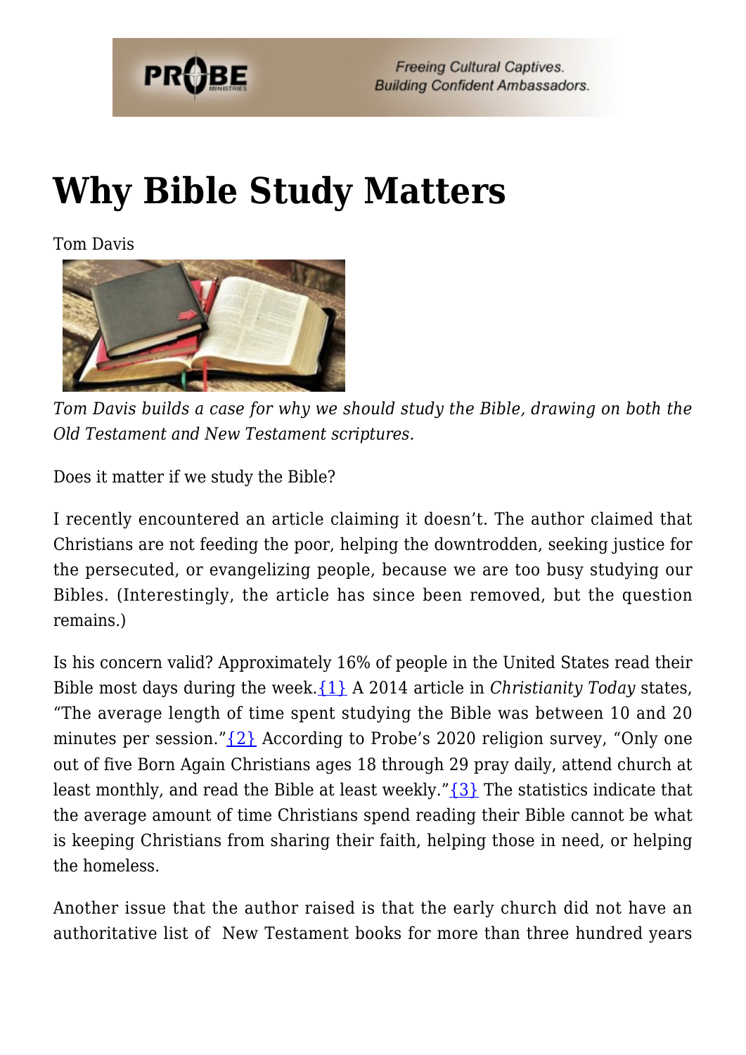# Why Bible Study Matters

Tom Davis

*Tom Davis builds a case for why we should study the Bible, drawing on both the Old Testament and New Testament scriptures.*

Does it matter if we study the Bible?

I recently encountered an article claiming it doesn't. The author claimed that Christians are not feeding the poor, helping the downtrodden, seeking justice for the persecuted, or evangelizing people, because we are too busy studying our Bibles. (Interestingly, the article has since been removed, but the question remains.)

Is his concern valid? Approximately 16% of people in the United States read their Bible most days during the week.{1} A 2014 article in *Christianity Today* states, "The average length of time spent studying the Bible was between 10 and 20 minutes per session."{2} According to Probe's 2020 religion survey, "Only one out of five Born Again Christians ages 18 through 29 pray daily, attend church at least monthly, and read the Bible at least weekly."{3} The statistics indicate that the average amount of time Christians spend reading their Bible cannot be what is keeping Christians from sharing their faith, helping those in need, or helping the homeless.

Another issue that the author raised is that the early church did not have an authoritative list of New Testament books for more than three hundred years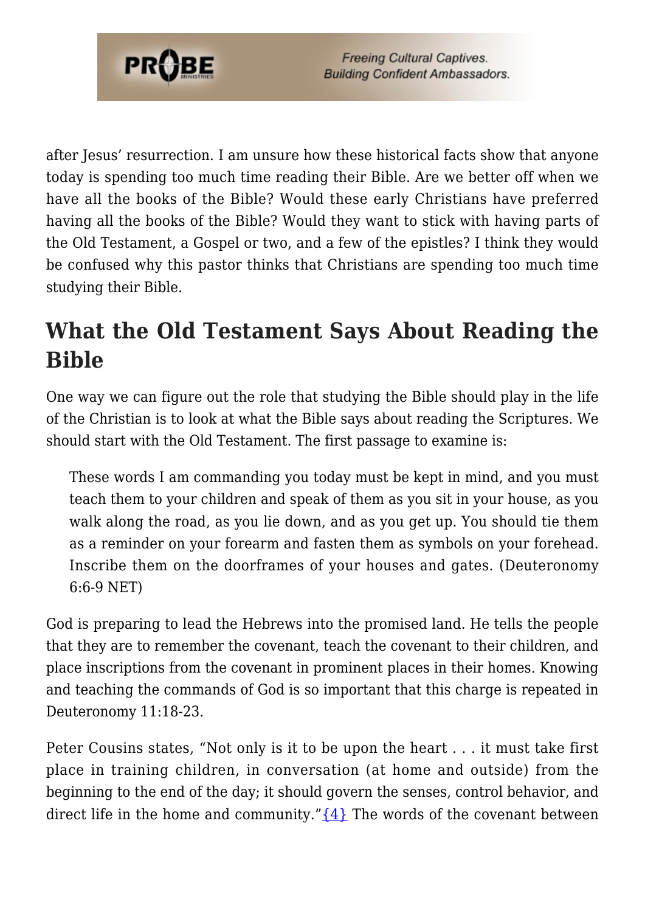after Jesus' resurrection. I am unsure how these historical facts show that anyone today is spending too much time reading their Bible. Are we better off when we have all the books of the Bible? Would these early Christians have preferred having all the books of the Bible? Would they want to stick with having parts of the Old Testament, a Gospel or two, and a few of the epistles? I think they would be confused why this pastor thinks that Christians are spending too much time studying their Bible.

## What the Old Testament Says About Reading the Bible

One way we can figure out the role that studying the Bible should play in the life of the Christian is to look at what the Bible says about reading the Scriptures. We should start with the Old Testament. The first passage to examine is:

> These words I am commanding you today must be kept in mind, and you must teach them to your children and speak of them as you sit in your house, as you walk along the road, as you lie down, and as you get up. You should tie them as a reminder on your forearm and fasten them as symbols on your forehead. Inscribe them on the doorframes of your houses and gates. (Deuteronomy 6:6-9 NET)

God is preparing to lead the Hebrews into the promised land. He tells the people that they are to remember the covenant, teach the covenant to their children, and place inscriptions from the covenant in prominent places in their homes. Knowing and teaching the commands of God is so important that this charge is repeated in Deuteronomy 11:18-23.

Peter Cousins states, "Not only is it to be upon the heart . . . it must take first place in training children, in conversation (at home and outside) from the beginning to the end of the day; it should govern the senses, control behavior, and direct life in the home and community."{4} The words of the covenant between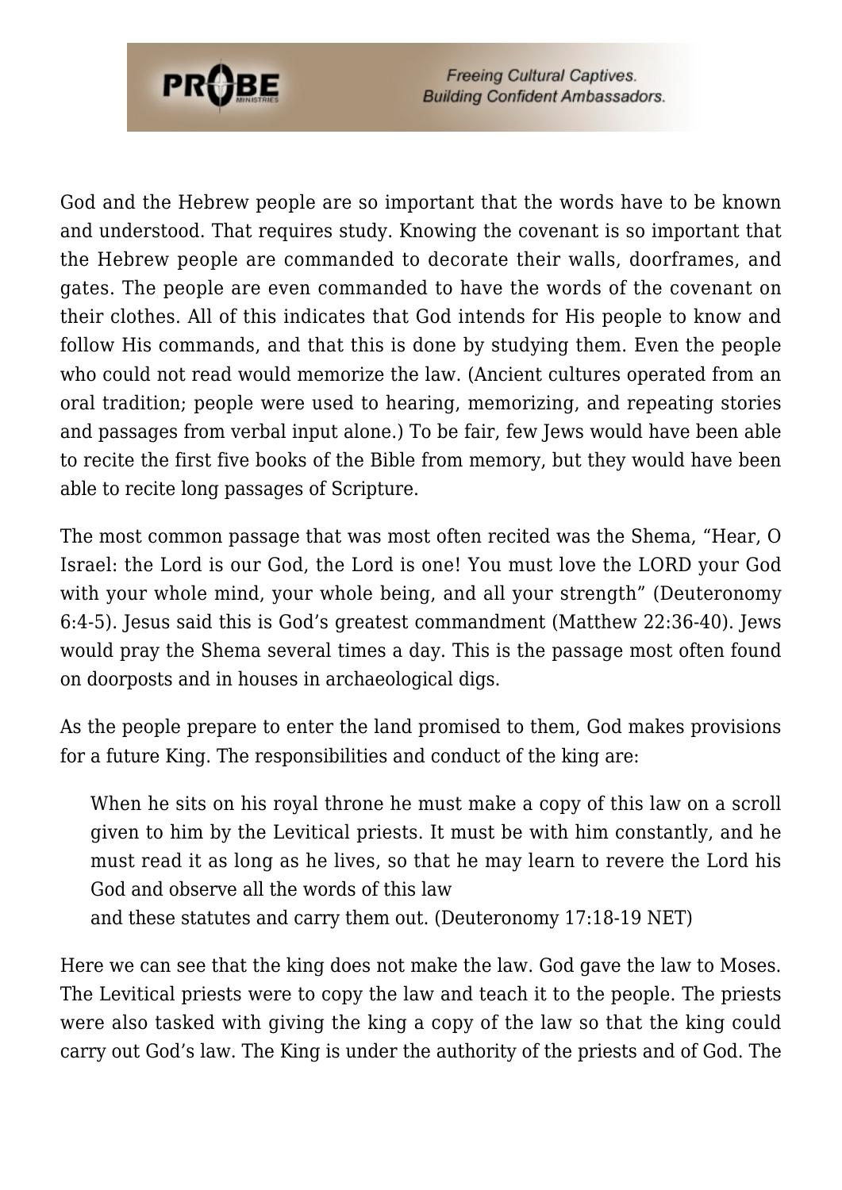God and the Hebrew people are so important that the words have to be known and understood. That requires study. Knowing the covenant is so important that the Hebrew people are commanded to decorate their walls, doorframes, and gates. The people are even commanded to have the words of the covenant on their clothes. All of this indicates that God intends for His people to know and follow His commands, and that this is done by studying them. Even the people who could not read would memorize the law. (Ancient cultures operated from an oral tradition; people were used to hearing, memorizing, and repeating stories and passages from verbal input alone.) To be fair, few Jews would have been able to recite the first five books of the Bible from memory, but they would have been able to recite long passages of Scripture.

The most common passage that was most often recited was the Shema, "Hear, O Israel: the Lord is our God, the Lord is one! You must love the LORD your God with your whole mind, your whole being, and all your strength" (Deuteronomy 6:4-5). Jesus said this is God's greatest commandment (Matthew 22:36-40). Jews would pray the Shema several times a day. This is the passage most often found on doorposts and in houses in archaeological digs.

As the people prepare to enter the land promised to them, God makes provisions for a future King. The responsibilities and conduct of the king are:

> When he sits on his royal throne he must make a copy of this law on a scroll given to him by the Levitical priests. It must be with him constantly, and he must read it as long as he lives, so that he may learn to revere the Lord his God and observe all the words of this law
> and these statutes and carry them out. (Deuteronomy 17:18-19 NET)

Here we can see that the king does not make the law. God gave the law to Moses. The Levitical priests were to copy the law and teach it to the people. The priests were also tasked with giving the king a copy of the law so that the king could carry out God's law. The King is under the authority of the priests and of God. The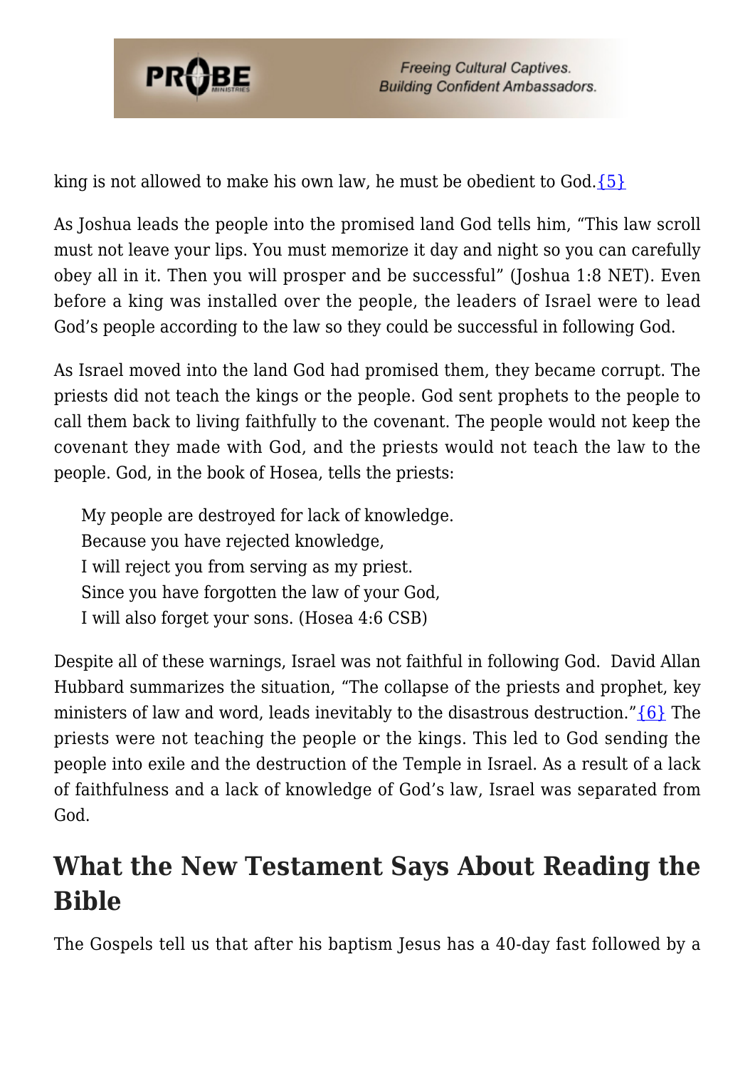king is not allowed to make his own law, he must be obedient to God.{5}

As Joshua leads the people into the promised land God tells him, "This law scroll must not leave your lips. You must memorize it day and night so you can carefully obey all in it. Then you will prosper and be successful" (Joshua 1:8 NET). Even before a king was installed over the people, the leaders of Israel were to lead God's people according to the law so they could be successful in following God.

As Israel moved into the land God had promised them, they became corrupt. The priests did not teach the kings or the people. God sent prophets to the people to call them back to living faithfully to the covenant. The people would not keep the covenant they made with God, and the priests would not teach the law to the people. God, in the book of Hosea, tells the priests:

> My people are destroyed for lack of knowledge.
> Because you have rejected knowledge,
> I will reject you from serving as my priest.
> Since you have forgotten the law of your God,
> I will also forget your sons. (Hosea 4:6 CSB)

Despite all of these warnings, Israel was not faithful in following God. David Allan Hubbard summarizes the situation, "The collapse of the priests and prophet, key ministers of law and word, leads inevitably to the disastrous destruction."{6} The priests were not teaching the people or the kings. This led to God sending the people into exile and the destruction of the Temple in Israel. As a result of a lack of faithfulness and a lack of knowledge of God's law, Israel was separated from God.

## What the New Testament Says About Reading the Bible

The Gospels tell us that after his baptism Jesus has a 40-day fast followed by a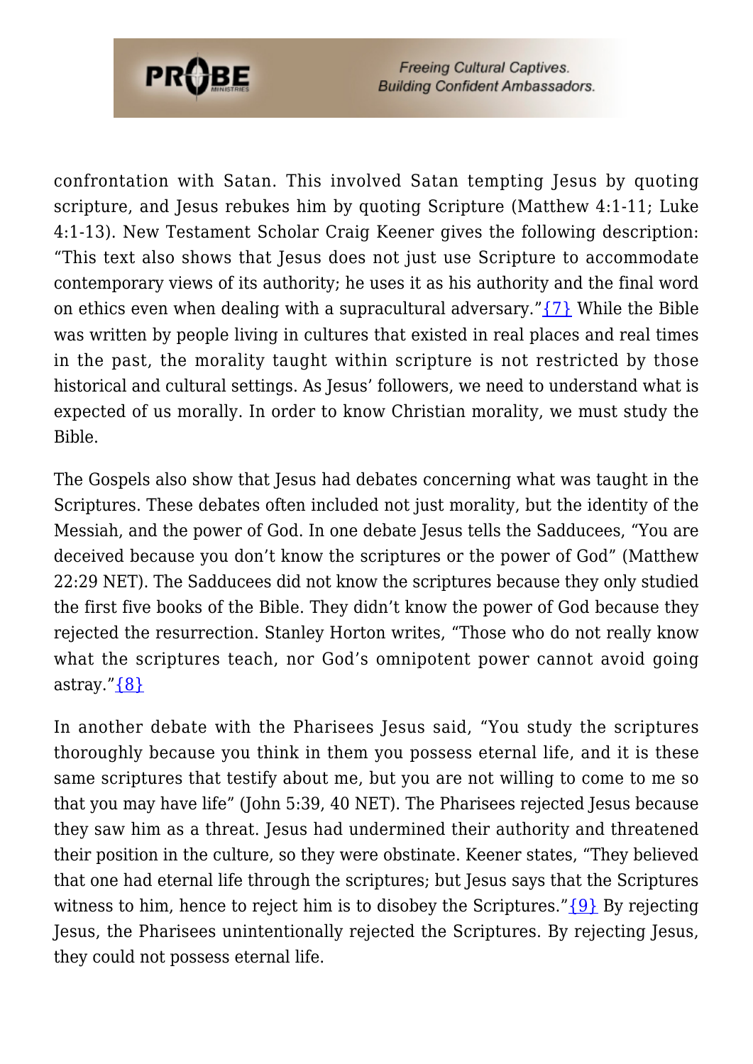confrontation with Satan. This involved Satan tempting Jesus by quoting scripture, and Jesus rebukes him by quoting Scripture (Matthew 4:1-11; Luke 4:1-13). New Testament Scholar Craig Keener gives the following description: "This text also shows that Jesus does not just use Scripture to accommodate contemporary views of its authority; he uses it as his authority and the final word on ethics even when dealing with a supracultural adversary."{7} While the Bible was written by people living in cultures that existed in real places and real times in the past, the morality taught within scripture is not restricted by those historical and cultural settings. As Jesus' followers, we need to understand what is expected of us morally. In order to know Christian morality, we must study the Bible.

The Gospels also show that Jesus had debates concerning what was taught in the Scriptures. These debates often included not just morality, but the identity of the Messiah, and the power of God. In one debate Jesus tells the Sadducees, "You are deceived because you don't know the scriptures or the power of God" (Matthew 22:29 NET). The Sadducees did not know the scriptures because they only studied the first five books of the Bible. They didn't know the power of God because they rejected the resurrection. Stanley Horton writes, "Those who do not really know what the scriptures teach, nor God's omnipotent power cannot avoid going astray."{8}

In another debate with the Pharisees Jesus said, "You study the scriptures thoroughly because you think in them you possess eternal life, and it is these same scriptures that testify about me, but you are not willing to come to me so that you may have life" (John 5:39, 40 NET). The Pharisees rejected Jesus because they saw him as a threat. Jesus had undermined their authority and threatened their position in the culture, so they were obstinate. Keener states, "They believed that one had eternal life through the scriptures; but Jesus says that the Scriptures witness to him, hence to reject him is to disobey the Scriptures."{9} By rejecting Jesus, the Pharisees unintentionally rejected the Scriptures. By rejecting Jesus, they could not possess eternal life.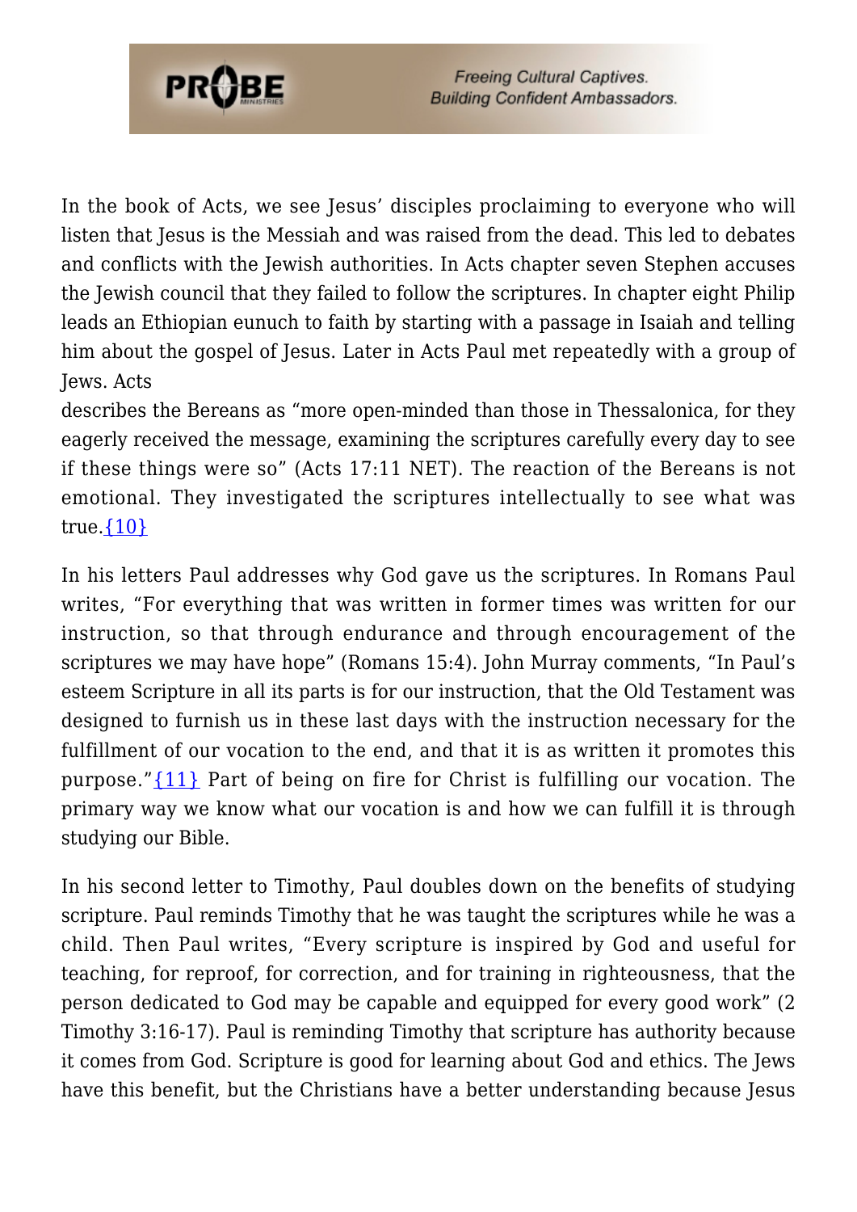In the book of Acts, we see Jesus' disciples proclaiming to everyone who will listen that Jesus is the Messiah and was raised from the dead. This led to debates and conflicts with the Jewish authorities. In Acts chapter seven Stephen accuses the Jewish council that they failed to follow the scriptures. In chapter eight Philip leads an Ethiopian eunuch to faith by starting with a passage in Isaiah and telling him about the gospel of Jesus. Later in Acts Paul met repeatedly with a group of Jews. Acts describes the Bereans as "more open-minded than those in Thessalonica, for they eagerly received the message, examining the scriptures carefully every day to see if these things were so" (Acts 17:11 NET). The reaction of the Bereans is not emotional. They investigated the scriptures intellectually to see what was true.{10}

In his letters Paul addresses why God gave us the scriptures. In Romans Paul writes, "For everything that was written in former times was written for our instruction, so that through endurance and through encouragement of the scriptures we may have hope" (Romans 15:4). John Murray comments, "In Paul's esteem Scripture in all its parts is for our instruction, that the Old Testament was designed to furnish us in these last days with the instruction necessary for the fulfillment of our vocation to the end, and that it is as written it promotes this purpose."{11} Part of being on fire for Christ is fulfilling our vocation. The primary way we know what our vocation is and how we can fulfill it is through studying our Bible.

In his second letter to Timothy, Paul doubles down on the benefits of studying scripture. Paul reminds Timothy that he was taught the scriptures while he was a child. Then Paul writes, "Every scripture is inspired by God and useful for teaching, for reproof, for correction, and for training in righteousness, that the person dedicated to God may be capable and equipped for every good work" (2 Timothy 3:16-17). Paul is reminding Timothy that scripture has authority because it comes from God. Scripture is good for learning about God and ethics. The Jews have this benefit, but the Christians have a better understanding because Jesus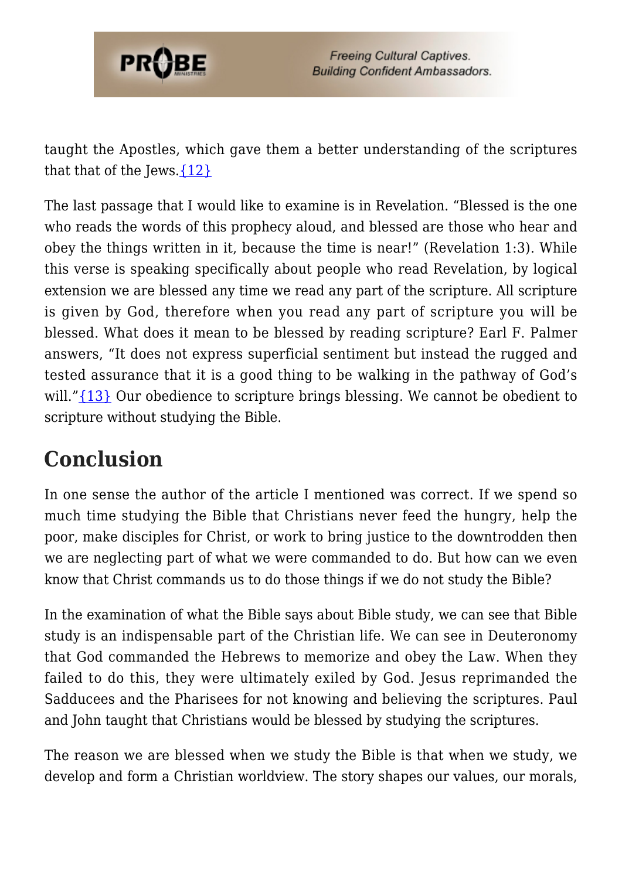taught the Apostles, which gave them a better understanding of the scriptures that that of the Jews.{12}

The last passage that I would like to examine is in Revelation. "Blessed is the one who reads the words of this prophecy aloud, and blessed are those who hear and obey the things written in it, because the time is near!" (Revelation 1:3). While this verse is speaking specifically about people who read Revelation, by logical extension we are blessed any time we read any part of the scripture. All scripture is given by God, therefore when you read any part of scripture you will be blessed. What does it mean to be blessed by reading scripture? Earl F. Palmer answers, "It does not express superficial sentiment but instead the rugged and tested assurance that it is a good thing to be walking in the pathway of God's will."{13} Our obedience to scripture brings blessing. We cannot be obedient to scripture without studying the Bible.

## Conclusion

In one sense the author of the article I mentioned was correct. If we spend so much time studying the Bible that Christians never feed the hungry, help the poor, make disciples for Christ, or work to bring justice to the downtrodden then we are neglecting part of what we were commanded to do. But how can we even know that Christ commands us to do those things if we do not study the Bible?

In the examination of what the Bible says about Bible study, we can see that Bible study is an indispensable part of the Christian life. We can see in Deuteronomy that God commanded the Hebrews to memorize and obey the Law. When they failed to do this, they were ultimately exiled by God. Jesus reprimanded the Sadducees and the Pharisees for not knowing and believing the scriptures. Paul and John taught that Christians would be blessed by studying the scriptures.

The reason we are blessed when we study the Bible is that when we study, we develop and form a Christian worldview. The story shapes our values, our morals,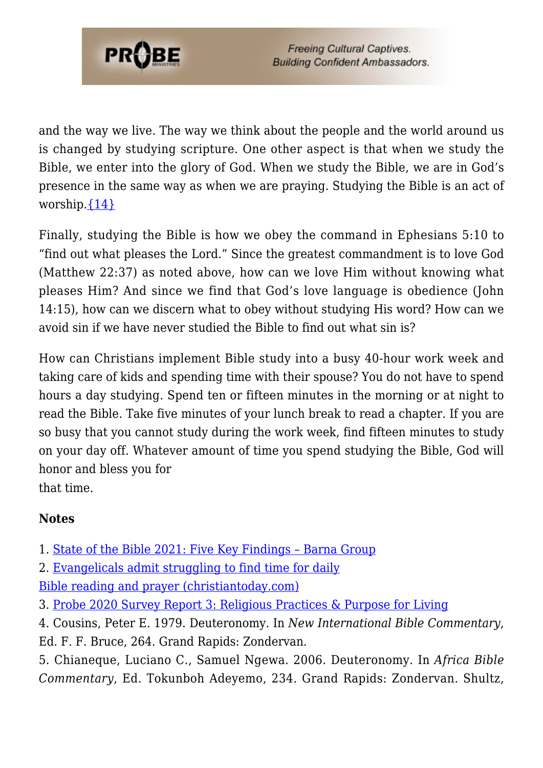and the way we live. The way we think about the people and the world around us is changed by studying scripture. One other aspect is that when we study the Bible, we enter into the glory of God. When we study the Bible, we are in God's presence in the same way as when we are praying. Studying the Bible is an act of worship.{14}

Finally, studying the Bible is how we obey the command in Ephesians 5:10 to "find out what pleases the Lord." Since the greatest commandment is to love God (Matthew 22:37) as noted above, how can we love Him without knowing what pleases Him? And since we find that God's love language is obedience (John 14:15), how can we discern what to obey without studying His word? How can we avoid sin if we have never studied the Bible to find out what sin is?

How can Christians implement Bible study into a busy 40-hour work week and taking care of kids and spending time with their spouse? You do not have to spend hours a day studying. Spend ten or fifteen minutes in the morning or at night to read the Bible. Take five minutes of your lunch break to read a chapter. If you are so busy that you cannot study during the work week, find fifteen minutes to study on your day off. Whatever amount of time you spend studying the Bible, God will honor and bless you for that time.

**Notes**

1. State of the Bible 2021: Five Key Findings – Barna Group
2. Evangelicals admit struggling to find time for daily Bible reading and prayer (christiantoday.com)
3. Probe 2020 Survey Report 3: Religious Practices & Purpose for Living
4. Cousins, Peter E. 1979. Deuteronomy. In *New International Bible Commentary*, Ed. F. F. Bruce, 264. Grand Rapids: Zondervan.
5. Chianeque, Luciano C., Samuel Ngewa. 2006. Deuteronomy. In *Africa Bible Commentary*, Ed. Tokunboh Adeyemo, 234. Grand Rapids: Zondervan. Shultz,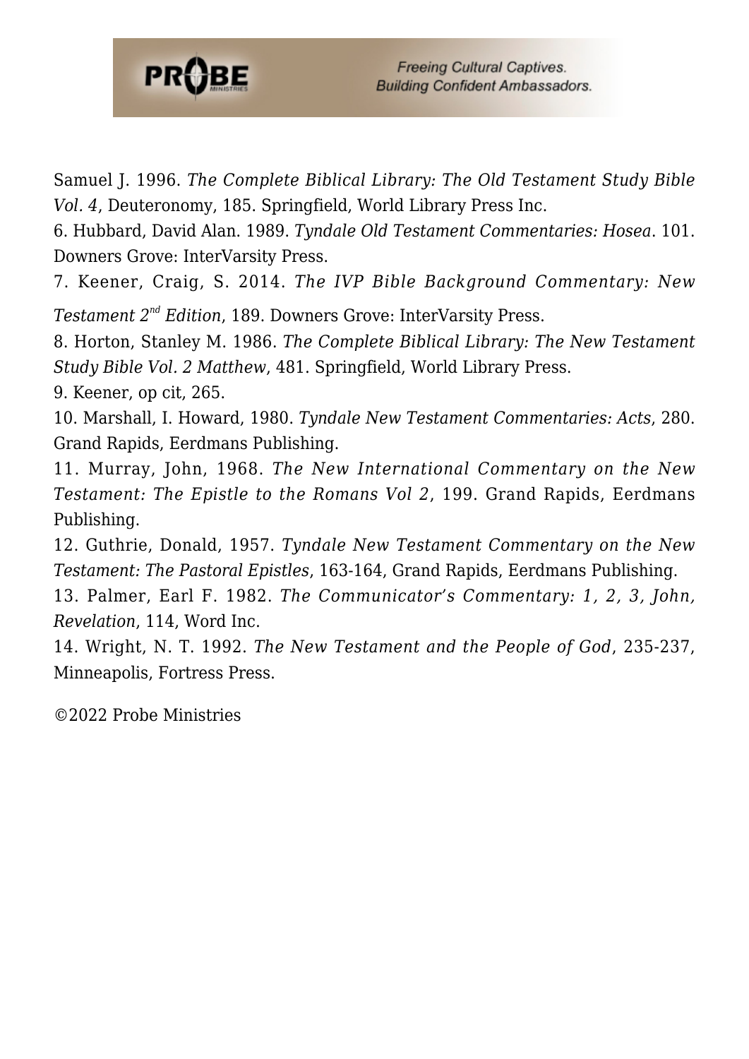Samuel J. 1996. *The Complete Biblical Library: The Old Testament Study Bible Vol. 4*, Deuteronomy, 185. Springfield, World Library Press Inc.

6. Hubbard, David Alan. 1989. *Tyndale Old Testament Commentaries: Hosea*. 101. Downers Grove: InterVarsity Press.

7. Keener, Craig, S. 2014. *The IVP Bible Background Commentary: New Testament 2nd Edition*, 189. Downers Grove: InterVarsity Press.

8. Horton, Stanley M. 1986. *The Complete Biblical Library: The New Testament Study Bible Vol. 2 Matthew*, 481. Springfield, World Library Press.

9. Keener, op cit, 265.

10. Marshall, I. Howard, 1980. *Tyndale New Testament Commentaries: Acts*, 280. Grand Rapids, Eerdmans Publishing.

11. Murray, John, 1968. *The New International Commentary on the New Testament: The Epistle to the Romans Vol 2*, 199. Grand Rapids, Eerdmans Publishing.

12. Guthrie, Donald, 1957. *Tyndale New Testament Commentary on the New Testament: The Pastoral Epistles*, 163-164, Grand Rapids, Eerdmans Publishing.

13. Palmer, Earl F. 1982. *The Communicator's Commentary: 1, 2, 3, John, Revelation*, 114, Word Inc.

14. Wright, N. T. 1992. *The New Testament and the People of God*, 235-237, Minneapolis, Fortress Press.

©2022 Probe Ministries